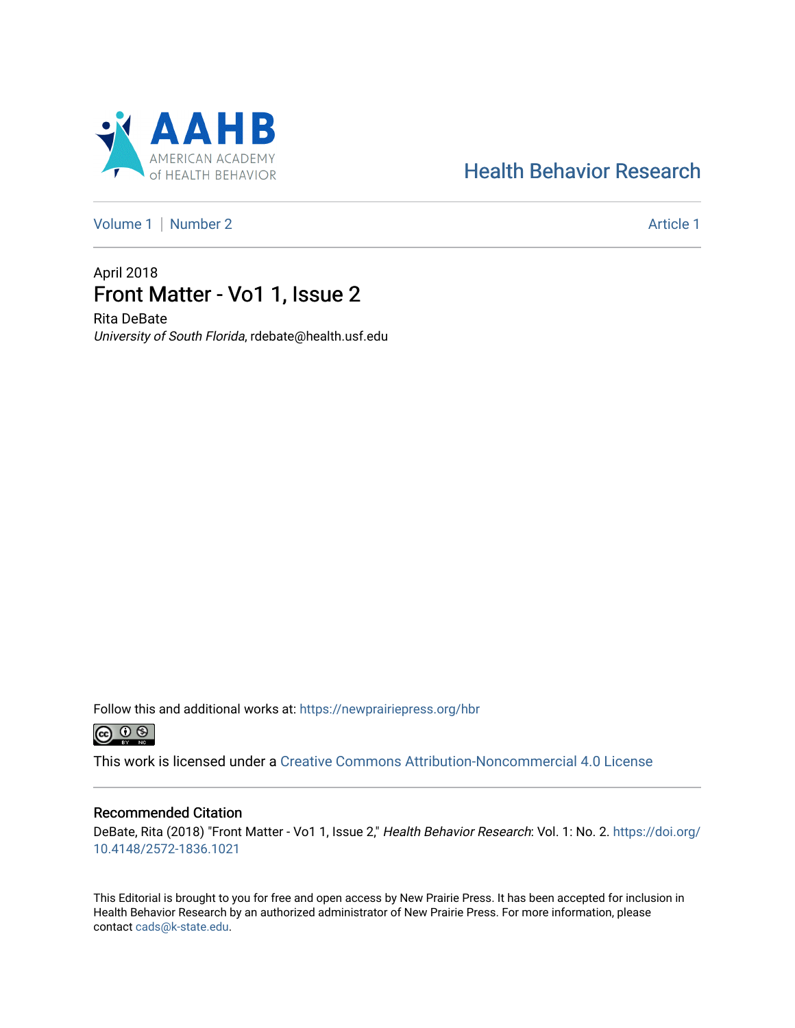AAHB
AMERICAN ACADEMY
of HEALTH BEHAVIOR

Health Behavior Research

Volume 1 | Number 2 Article 1

April 2018

# Front Matter - Vo1 1, Issue 2

Rita DeBate
*University of South Florida*, rdebate@health.usf.edu

Follow this and additional works at: https://newprairiepress.org/hbr

This work is licensed under a Creative Commons Attribution-Noncommercial 4.0 License

## Recommended Citation

DeBate, Rita (2018) "Front Matter - Vo1 1, Issue 2," *Health Behavior Research*: Vol. 1: No. 2. https://doi.org/10.4148/2572-1836.1021

This Editorial is brought to you for free and open access by New Prairie Press. It has been accepted for inclusion in Health Behavior Research by an authorized administrator of New Prairie Press. For more information, please contact cads@k-state.edu.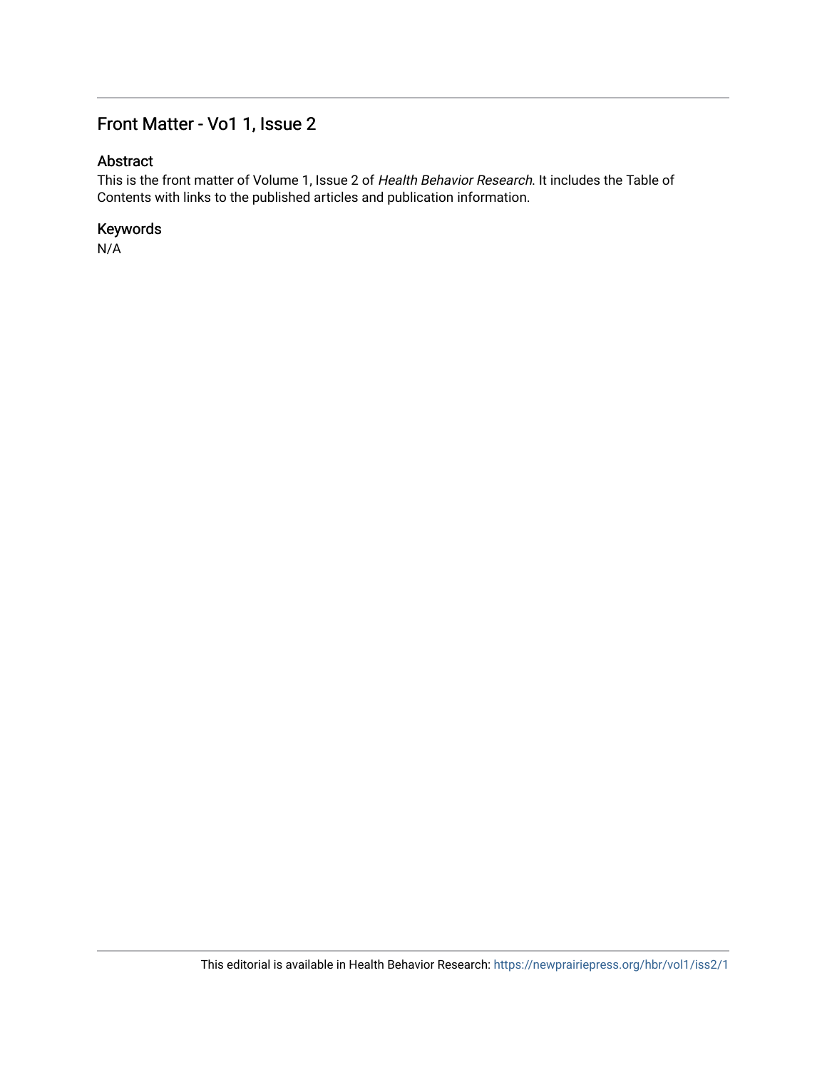# Front Matter - Vo1 1, Issue 2

## Abstract

This is the front matter of Volume 1, Issue 2 of *Health Behavior Research*. It includes the Table of Contents with links to the published articles and publication information.

## Keywords

N/A

This editorial is available in Health Behavior Research: https://newprairiepress.org/hbr/vol1/iss2/1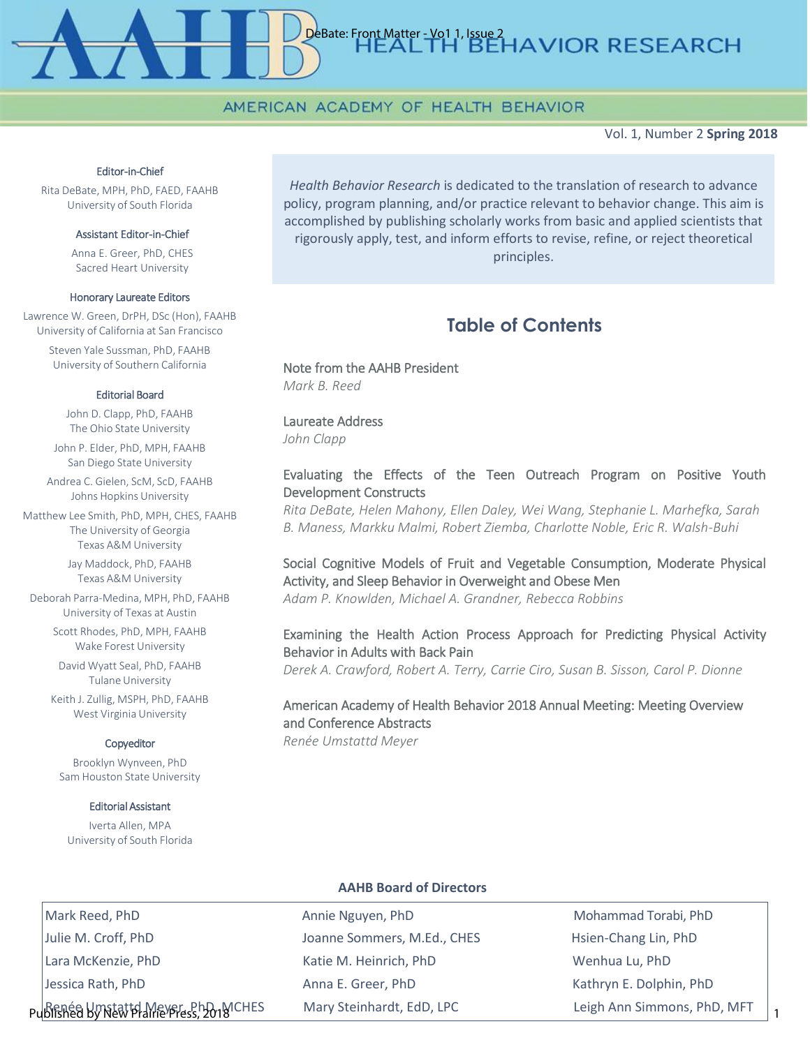# HEALTH BEHAVIOR RESEARCH

AMERICAN ACADEMY OF HEALTH BEHAVIOR

Vol. 1, Number 2 **Spring 2018**

### Editor-in-Chief

Rita DeBate, MPH, PhD, FAED, FAAHB
University of South Florida

### Assistant Editor-in-Chief

Anna E. Greer, PhD, CHES
Sacred Heart University

### Honorary Laureate Editors

Lawrence W. Green, DrPH, DSc (Hon), FAAHB
University of California at San Francisco

Steven Yale Sussman, PhD, FAAHB
University of Southern California

### Editorial Board

John D. Clapp, PhD, FAAHB
The Ohio State University

John P. Elder, PhD, MPH, FAAHB
San Diego State University

Andrea C. Gielen, ScM, ScD, FAAHB
Johns Hopkins University

Matthew Lee Smith, PhD, MPH, CHES, FAAHB
The University of Georgia
Texas A&M University

Jay Maddock, PhD, FAAHB
Texas A&M University

Deborah Parra-Medina, MPH, PhD, FAAHB
University of Texas at Austin

Scott Rhodes, PhD, MPH, FAAHB
Wake Forest University

David Wyatt Seal, PhD, FAAHB
Tulane University

Keith J. Zullig, MSPH, PhD, FAAHB
West Virginia University

### Copyeditor

Brooklyn Wynveen, PhD
Sam Houston State University

### Editorial Assistant

Iverta Allen, MPA
University of South Florida

*Health Behavior Research* is dedicated to the translation of research to advance policy, program planning, and/or practice relevant to behavior change. This aim is accomplished by publishing scholarly works from basic and applied scientists that rigorously apply, test, and inform efforts to revise, refine, or reject theoretical principles.

## Table of Contents

Note from the AAHB President
*Mark B. Reed*

Laureate Address
*John Clapp*

Evaluating the Effects of the Teen Outreach Program on Positive Youth Development Constructs
*Rita DeBate, Helen Mahony, Ellen Daley, Wei Wang, Stephanie L. Marhefka, Sarah B. Maness, Markku Malmi, Robert Ziemba, Charlotte Noble, Eric R. Walsh-Buhi*

Social Cognitive Models of Fruit and Vegetable Consumption, Moderate Physical Activity, and Sleep Behavior in Overweight and Obese Men
*Adam P. Knowlden, Michael A. Grandner, Rebecca Robbins*

Examining the Health Action Process Approach for Predicting Physical Activity Behavior in Adults with Back Pain
*Derek A. Crawford, Robert A. Terry, Carrie Ciro, Susan B. Sisson, Carol P. Dionne*

American Academy of Health Behavior 2018 Annual Meeting: Meeting Overview and Conference Abstracts
*Renée Umstattd Meyer*

### AAHB Board of Directors

| | | |
|---|---|---|
| Mark Reed, PhD | Annie Nguyen, PhD | Mohammad Torabi, PhD |
| Julie M. Croff, PhD | Joanne Sommers, M.Ed., CHES | Hsien-Chang Lin, PhD |
| Lara McKenzie, PhD | Katie M. Heinrich, PhD | Wenhua Lu, PhD |
| Jessica Rath, PhD | Anna E. Greer, PhD | Kathryn E. Dolphin, PhD |
| Renée Umstattd Meyer, PhD, MCHES | Mary Steinhardt, EdD, LPC | Leigh Ann Simmons, PhD, MFT |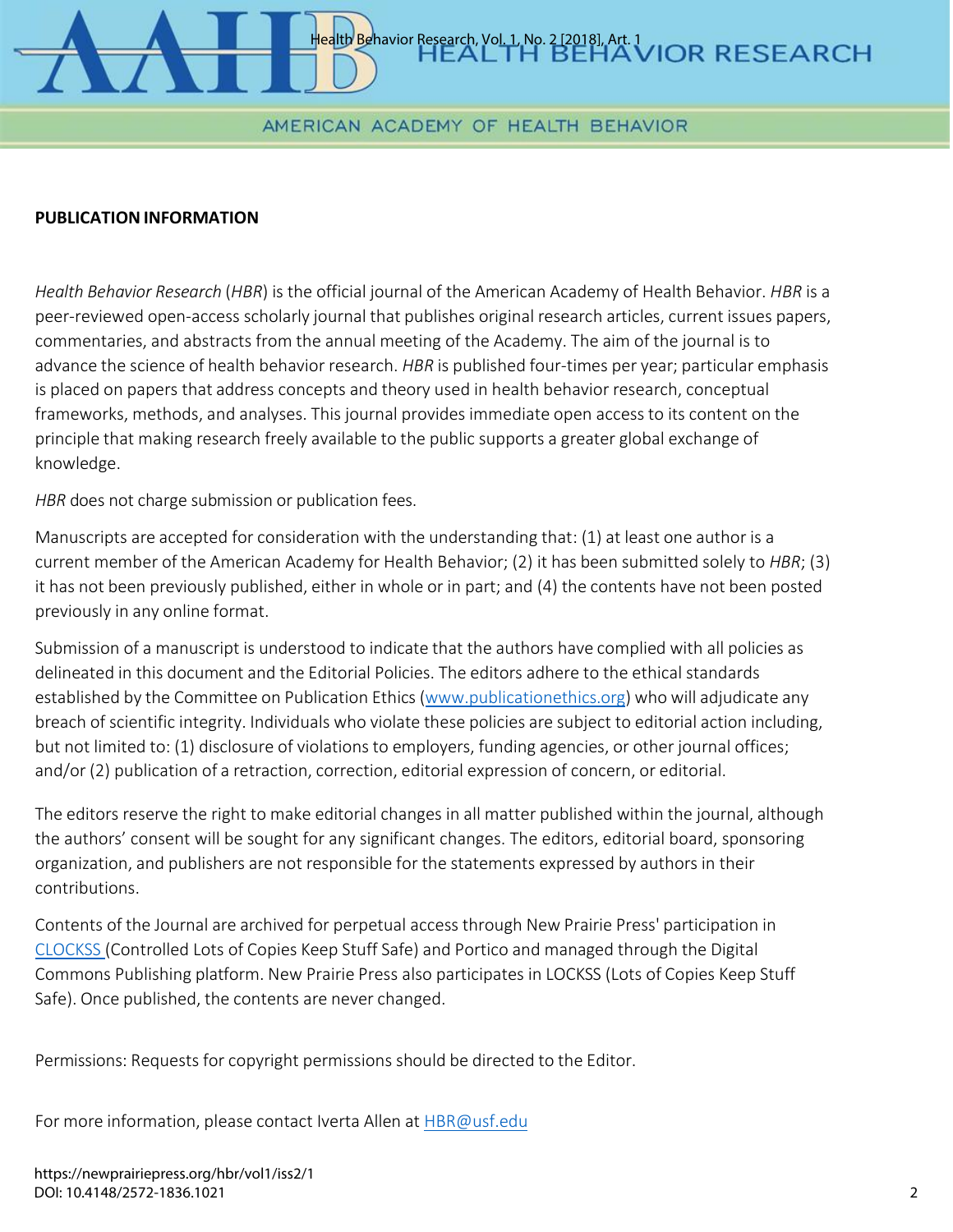**PUBLICATION INFORMATION**

*Health Behavior Research* (*HBR*) is the official journal of the American Academy of Health Behavior. *HBR* is a peer-reviewed open-access scholarly journal that publishes original research articles, current issues papers, commentaries, and abstracts from the annual meeting of the Academy. The aim of the journal is to advance the science of health behavior research. *HBR* is published four-times per year; particular emphasis is placed on papers that address concepts and theory used in health behavior research, conceptual frameworks, methods, and analyses. This journal provides immediate open access to its content on the principle that making research freely available to the public supports a greater global exchange of knowledge.

*HBR* does not charge submission or publication fees.

Manuscripts are accepted for consideration with the understanding that: (1) at least one author is a current member of the American Academy for Health Behavior; (2) it has been submitted solely to *HBR*; (3) it has not been previously published, either in whole or in part; and (4) the contents have not been posted previously in any online format.

Submission of a manuscript is understood to indicate that the authors have complied with all policies as delineated in this document and the Editorial Policies. The editors adhere to the ethical standards established by the Committee on Publication Ethics (www.publicationethics.org) who will adjudicate any breach of scientific integrity. Individuals who violate these policies are subject to editorial action including, but not limited to: (1) disclosure of violations to employers, funding agencies, or other journal offices; and/or (2) publication of a retraction, correction, editorial expression of concern, or editorial.

The editors reserve the right to make editorial changes in all matter published within the journal, although the authors' consent will be sought for any significant changes. The editors, editorial board, sponsoring organization, and publishers are not responsible for the statements expressed by authors in their contributions.

Contents of the Journal are archived for perpetual access through New Prairie Press' participation in CLOCKSS (Controlled Lots of Copies Keep Stuff Safe) and Portico and managed through the Digital Commons Publishing platform. New Prairie Press also participates in LOCKSS (Lots of Copies Keep Stuff Safe). Once published, the contents are never changed.

Permissions: Requests for copyright permissions should be directed to the Editor.

For more information, please contact Iverta Allen at HBR@usf.edu